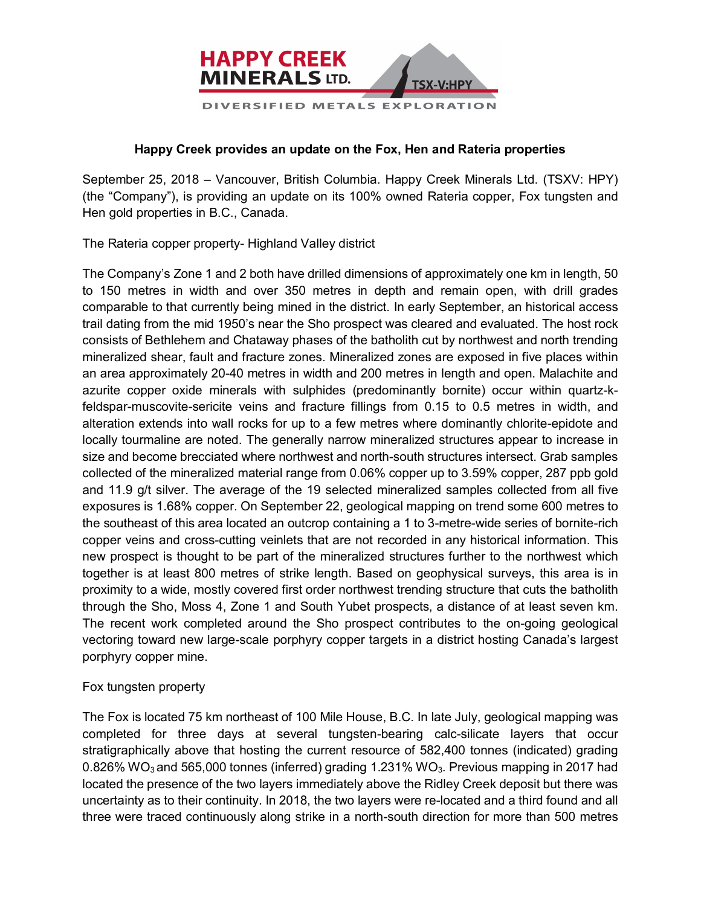# Happy Creek provides an update on the Fox, Hen and Rateria properties

September 25, 2018 – Vancouver, British Columbia. Happy Creek Minerals Ltd. (TSXV: HPY) (the "Company"), is providing an update on its 100% owned Rateria copper, Fox tungsten and Hen gold properties in B.C., Canada.

The Rateria copper property- Highland Valley district

The Company's Zone 1 and 2 both have drilled dimensions of approximately one km in length, 50 to 150 metres in width and over 350 metres in depth and remain open, with drill grades comparable to that currently being mined in the district. In early September, an historical access trail dating from the mid 1950's near the Sho prospect was cleared and evaluated. The host rock consists of Bethlehem and Chataway phases of the batholith cut by northwest and north trending mineralized shear, fault and fracture zones. Mineralized zones are exposed in five places within an area approximately 20-40 metres in width and 200 metres in length and open. Malachite and azurite copper oxide minerals with sulphides (predominantly bornite) occur within quartz-k-feldspar-muscovite-sericite veins and fracture fillings from 0.15 to 0.5 metres in width, and alteration extends into wall rocks for up to a few metres where dominantly chlorite-epidote and locally tourmaline are noted. The generally narrow mineralized structures appear to increase in size and become brecciated where northwest and north-south structures intersect. Grab samples collected of the mineralized material range from 0.06% copper up to 3.59% copper, 287 ppb gold and 11.9 g/t silver. The average of the 19 selected mineralized samples collected from all five exposures is 1.68% copper. On September 22, geological mapping on trend some 600 metres to the southeast of this area located an outcrop containing a 1 to 3-metre-wide series of bornite-rich copper veins and cross-cutting veinlets that are not recorded in any historical information. This new prospect is thought to be part of the mineralized structures further to the northwest which together is at least 800 metres of strike length. Based on geophysical surveys, this area is in proximity to a wide, mostly covered first order northwest trending structure that cuts the batholith through the Sho, Moss 4, Zone 1 and South Yubet prospects, a distance of at least seven km. The recent work completed around the Sho prospect contributes to the on-going geological vectoring toward new large-scale porphyry copper targets in a district hosting Canada's largest porphyry copper mine.

Fox tungsten property

The Fox is located 75 km northeast of 100 Mile House, B.C. In late July, geological mapping was completed for three days at several tungsten-bearing calc-silicate layers that occur stratigraphically above that hosting the current resource of 582,400 tonnes (indicated) grading 0.826% $WO_3$ and 565,000 tonnes (inferred) grading 1.231% $WO_3$. Previous mapping in 2017 had located the presence of the two layers immediately above the Ridley Creek deposit but there was uncertainty as to their continuity. In 2018, the two layers were re-located and a third found and all three were traced continuously along strike in a north-south direction for more than 500 metres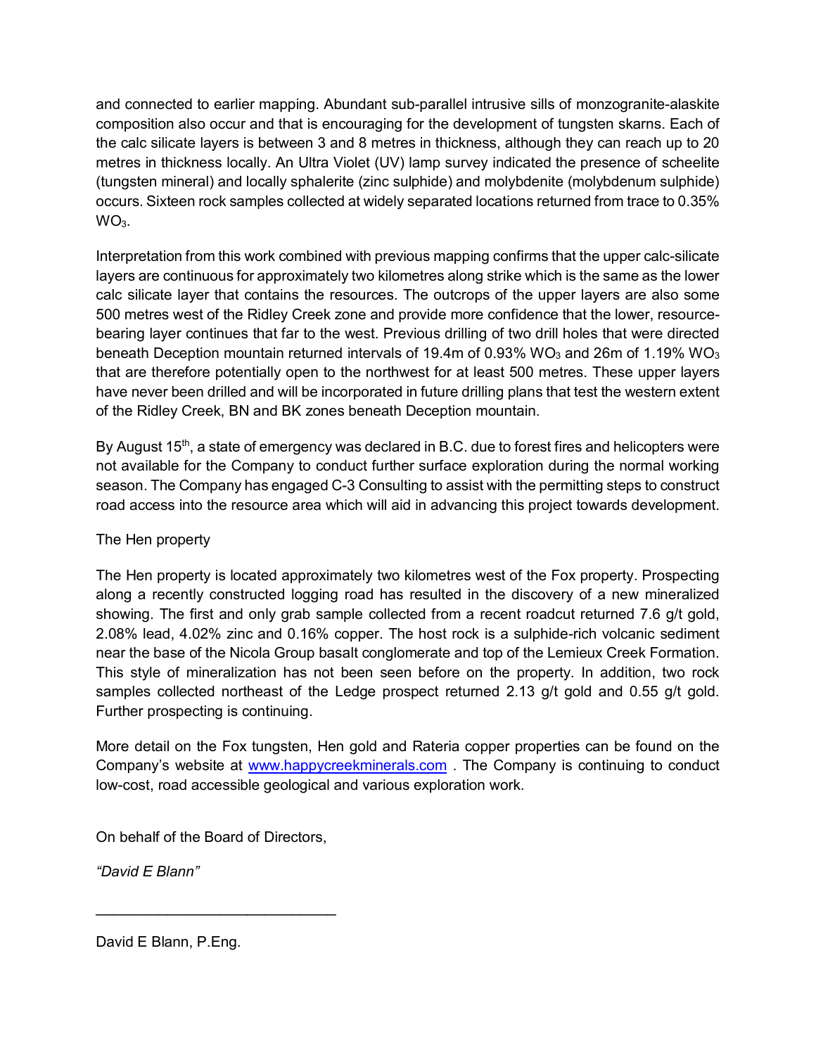and connected to earlier mapping. Abundant sub-parallel intrusive sills of monzogranite-alaskite composition also occur and that is encouraging for the development of tungsten skarns. Each of the calc silicate layers is between 3 and 8 metres in thickness, although they can reach up to 20 metres in thickness locally. An Ultra Violet (UV) lamp survey indicated the presence of scheelite (tungsten mineral) and locally sphalerite (zinc sulphide) and molybdenite (molybdenum sulphide) occurs. Sixteen rock samples collected at widely separated locations returned from trace to 0.35% $WO_3$.

Interpretation from this work combined with previous mapping confirms that the upper calc-silicate layers are continuous for approximately two kilometres along strike which is the same as the lower calc silicate layer that contains the resources. The outcrops of the upper layers are also some 500 metres west of the Ridley Creek zone and provide more confidence that the lower, resource-bearing layer continues that far to the west. Previous drilling of two drill holes that were directed beneath Deception mountain returned intervals of 19.4m of 0.93% $WO_3$ and 26m of 1.19% $WO_3$ that are therefore potentially open to the northwest for at least 500 metres. These upper layers have never been drilled and will be incorporated in future drilling plans that test the western extent of the Ridley Creek, BN and BK zones beneath Deception mountain.

By August 15th, a state of emergency was declared in B.C. due to forest fires and helicopters were not available for the Company to conduct further surface exploration during the normal working season. The Company has engaged C-3 Consulting to assist with the permitting steps to construct road access into the resource area which will aid in advancing this project towards development.

The Hen property

The Hen property is located approximately two kilometres west of the Fox property. Prospecting along a recently constructed logging road has resulted in the discovery of a new mineralized showing. The first and only grab sample collected from a recent roadcut returned 7.6 g/t gold, 2.08% lead, 4.02% zinc and 0.16% copper. The host rock is a sulphide-rich volcanic sediment near the base of the Nicola Group basalt conglomerate and top of the Lemieux Creek Formation. This style of mineralization has not been seen before on the property. In addition, two rock samples collected northeast of the Ledge prospect returned 2.13 g/t gold and 0.55 g/t gold. Further prospecting is continuing.

More detail on the Fox tungsten, Hen gold and Rateria copper properties can be found on the Company's website at www.happycreekminerals.com . The Company is continuing to conduct low-cost, road accessible geological and various exploration work.

On behalf of the Board of Directors,

*"David E Blann"*

______________________________

David E Blann, P.Eng.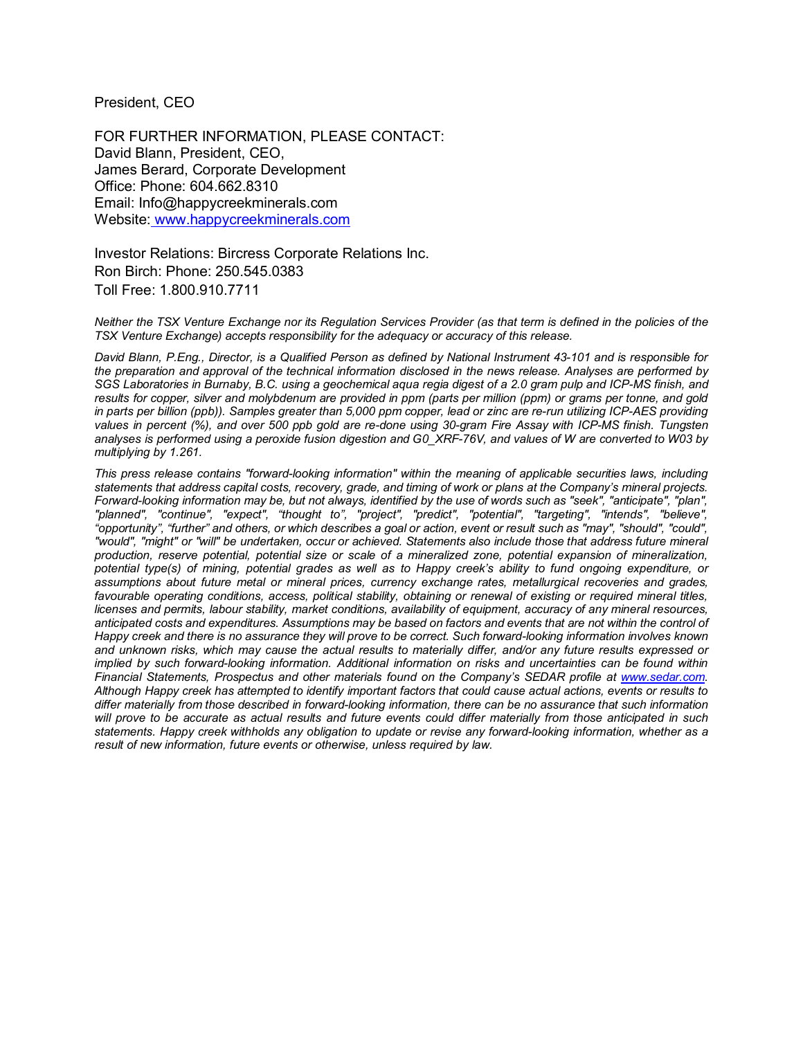President, CEO

FOR FURTHER INFORMATION, PLEASE CONTACT:
David Blann, President, CEO,
James Berard, Corporate Development
Office: Phone: 604.662.8310
Email: Info@happycreekminerals.com
Website: [www.happycreekminerals.com](http://www.happycreekminerals.com)

Investor Relations: Bircress Corporate Relations Inc.
Ron Birch: Phone: 250.545.0383
Toll Free: 1.800.910.7711

*Neither the TSX Venture Exchange nor its Regulation Services Provider (as that term is defined in the policies of the TSX Venture Exchange) accepts responsibility for the adequacy or accuracy of this release.*

*David Blann, P.Eng., Director, is a Qualified Person as defined by National Instrument 43-101 and is responsible for the preparation and approval of the technical information disclosed in the news release. Analyses are performed by SGS Laboratories in Burnaby, B.C. using a geochemical aqua regia digest of a 2.0 gram pulp and ICP-MS finish, and results for copper, silver and molybdenum are provided in ppm (parts per million (ppm) or grams per tonne, and gold in parts per billion (ppb)). Samples greater than 5,000 ppm copper, lead or zinc are re-run utilizing ICP-AES providing values in percent (%), and over 500 ppb gold are re-done using 30-gram Fire Assay with ICP-MS finish. Tungsten analyses is performed using a peroxide fusion digestion and G0_XRF-76V, and values of W are converted to W03 by multiplying by 1.261.*

*This press release contains "forward-looking information" within the meaning of applicable securities laws, including statements that address capital costs, recovery, grade, and timing of work or plans at the Company's mineral projects. Forward-looking information may be, but not always, identified by the use of words such as "seek", "anticipate", "plan", "planned", "continue", "expect", "thought to", "project", "predict", "potential", "targeting", "intends", "believe", "opportunity", "further" and others, or which describes a goal or action, event or result such as "may", "should", "could", "would", "might" or "will" be undertaken, occur or achieved. Statements also include those that address future mineral production, reserve potential, potential size or scale of a mineralized zone, potential expansion of mineralization, potential type(s) of mining, potential grades as well as to Happy creek's ability to fund ongoing expenditure, or assumptions about future metal or mineral prices, currency exchange rates, metallurgical recoveries and grades, favourable operating conditions, access, political stability, obtaining or renewal of existing or required mineral titles, licenses and permits, labour stability, market conditions, availability of equipment, accuracy of any mineral resources, anticipated costs and expenditures. Assumptions may be based on factors and events that are not within the control of Happy creek and there is no assurance they will prove to be correct. Such forward-looking information involves known and unknown risks, which may cause the actual results to materially differ, and/or any future results expressed or implied by such forward-looking information. Additional information on risks and uncertainties can be found within Financial Statements, Prospectus and other materials found on the Company's SEDAR profile at [www.sedar.com](http://www.sedar.com). Although Happy creek has attempted to identify important factors that could cause actual actions, events or results to differ materially from those described in forward-looking information, there can be no assurance that such information will prove to be accurate as actual results and future events could differ materially from those anticipated in such statements. Happy creek withholds any obligation to update or revise any forward-looking information, whether as a result of new information, future events or otherwise, unless required by law.*